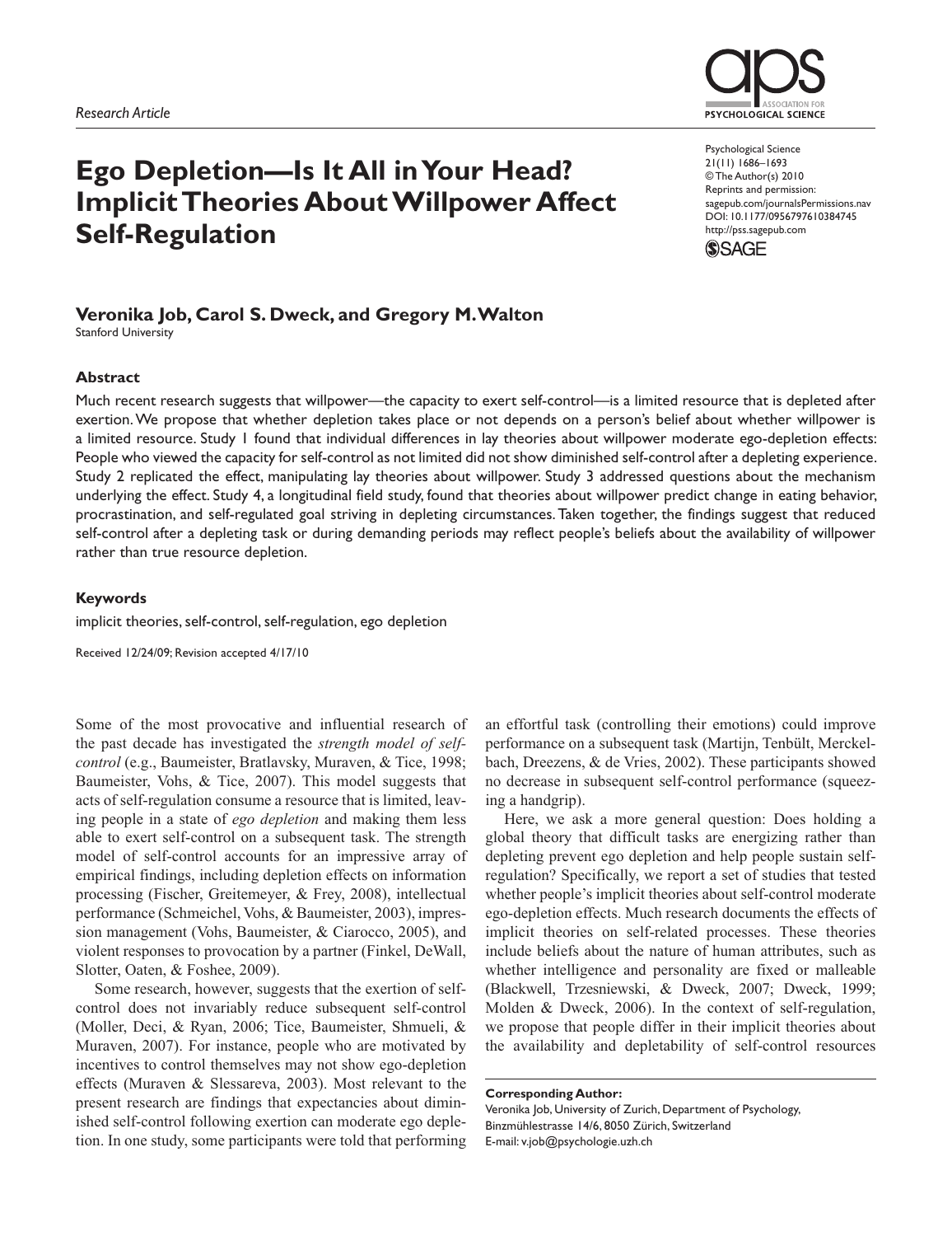*Research Article*

# Ego Depletion—Is It All in Your Head? Implicit Theories About Willpower Affect Self-Regulation

**Veronika Job, Carol S. Dweck, and Gregory M. Walton**
Stanford University

Psychological Science
21(11) 1686–1693
© The Author(s) 2010
Reprints and permission:
sagepub.com/journalsPermissions.nav
DOI: 10.1177/0956797610384745
http://pss.sagepub.com

## Abstract

Much recent research suggests that willpower—the capacity to exert self-control—is a limited resource that is depleted after exertion. We propose that whether depletion takes place or not depends on a person's belief about whether willpower is a limited resource. Study 1 found that individual differences in lay theories about willpower moderate ego-depletion effects: People who viewed the capacity for self-control as not limited did not show diminished self-control after a depleting experience. Study 2 replicated the effect, manipulating lay theories about willpower. Study 3 addressed questions about the mechanism underlying the effect. Study 4, a longitudinal field study, found that theories about willpower predict change in eating behavior, procrastination, and self-regulated goal striving in depleting circumstances. Taken together, the findings suggest that reduced self-control after a depleting task or during demanding periods may reflect people's beliefs about the availability of willpower rather than true resource depletion.

## Keywords

implicit theories, self-control, self-regulation, ego depletion

Received 12/24/09; Revision accepted 4/17/10

Some of the most provocative and influential research of the past decade has investigated the *strength model of self-control* (e.g., Baumeister, Bratlavsky, Muraven, & Tice, 1998; Baumeister, Vohs, & Tice, 2007). This model suggests that acts of self-regulation consume a resource that is limited, leaving people in a state of *ego depletion* and making them less able to exert self-control on a subsequent task. The strength model of self-control accounts for an impressive array of empirical findings, including depletion effects on information processing (Fischer, Greitemeyer, & Frey, 2008), intellectual performance (Schmeichel, Vohs, & Baumeister, 2003), impression management (Vohs, Baumeister, & Ciarocco, 2005), and violent responses to provocation by a partner (Finkel, DeWall, Slotter, Oaten, & Foshee, 2009).

Some research, however, suggests that the exertion of self-control does not invariably reduce subsequent self-control (Moller, Deci, & Ryan, 2006; Tice, Baumeister, Shmueli, & Muraven, 2007). For instance, people who are motivated by incentives to control themselves may not show ego-depletion effects (Muraven & Slessareva, 2003). Most relevant to the present research are findings that expectancies about diminished self-control following exertion can moderate ego depletion. In one study, some participants were told that performing an effortful task (controlling their emotions) could improve performance on a subsequent task (Martijn, Tenbült, Merckelbach, Dreezens, & de Vries, 2002). These participants showed no decrease in subsequent self-control performance (squeezing a handgrip).

Here, we ask a more general question: Does holding a global theory that difficult tasks are energizing rather than depleting prevent ego depletion and help people sustain self-regulation? Specifically, we report a set of studies that tested whether people's implicit theories about self-control moderate ego-depletion effects. Much research documents the effects of implicit theories on self-related processes. These theories include beliefs about the nature of human attributes, such as whether intelligence and personality are fixed or malleable (Blackwell, Trzesniewski, & Dweck, 2007; Dweck, 1999; Molden & Dweck, 2006). In the context of self-regulation, we propose that people differ in their implicit theories about the availability and depletability of self-control resources

**Corresponding Author:**
Veronika Job, University of Zurich, Department of Psychology, Binzmühlestrasse 14/6, 8050 Zürich, Switzerland
E-mail: v.job@psychologie.uzh.ch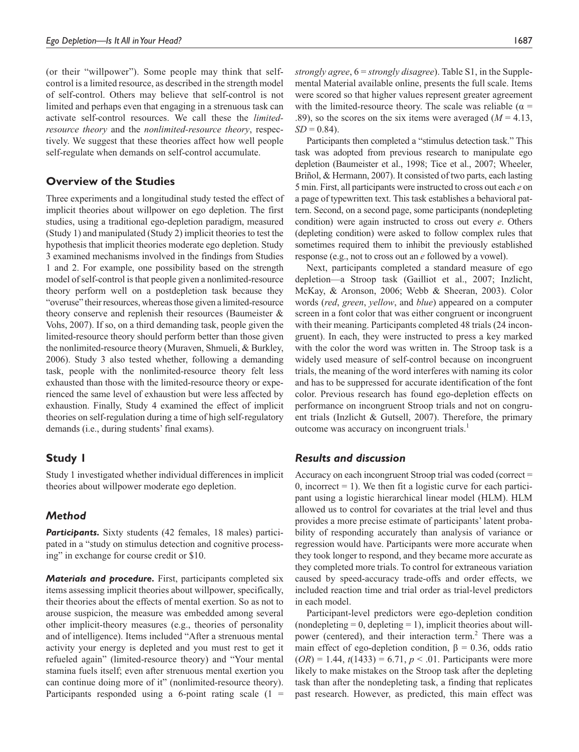(or their "willpower"). Some people may think that self-control is a limited resource, as described in the strength model of self-control. Others may believe that self-control is not limited and perhaps even that engaging in a strenuous task can activate self-control resources. We call these the *limited-resource theory* and the *nonlimited-resource theory*, respectively. We suggest that these theories affect how well people self-regulate when demands on self-control accumulate.

## Overview of the Studies

Three experiments and a longitudinal study tested the effect of implicit theories about willpower on ego depletion. The first studies, using a traditional ego-depletion paradigm, measured (Study 1) and manipulated (Study 2) implicit theories to test the hypothesis that implicit theories moderate ego depletion. Study 3 examined mechanisms involved in the findings from Studies 1 and 2. For example, one possibility based on the strength model of self-control is that people given a nonlimited-resource theory perform well on a postdepletion task because they "overuse" their resources, whereas those given a limited-resource theory conserve and replenish their resources (Baumeister & Vohs, 2007). If so, on a third demanding task, people given the limited-resource theory should perform better than those given the nonlimited-resource theory (Muraven, Shmueli, & Burkley, 2006). Study 3 also tested whether, following a demanding task, people with the nonlimited-resource theory felt less exhausted than those with the limited-resource theory or experienced the same level of exhaustion but were less affected by exhaustion. Finally, Study 4 examined the effect of implicit theories on self-regulation during a time of high self-regulatory demands (i.e., during students' final exams).

## Study 1

Study 1 investigated whether individual differences in implicit theories about willpower moderate ego depletion.

### Method

***Participants.*** Sixty students (42 females, 18 males) participated in a "study on stimulus detection and cognitive processing" in exchange for course credit or $10.

***Materials and procedure.*** First, participants completed six items assessing implicit theories about willpower, specifically, their theories about the effects of mental exertion. So as not to arouse suspicion, the measure was embedded among several other implicit-theory measures (e.g., theories of personality and of intelligence). Items included "After a strenuous mental activity your energy is depleted and you must rest to get it refueled again" (limited-resource theory) and "Your mental stamina fuels itself; even after strenuous mental exertion you can continue doing more of it" (nonlimited-resource theory). Participants responded using a 6-point rating scale (1 = *strongly agree*, 6 = *strongly disagree*). Table S1, in the Supplemental Material available online, presents the full scale. Items were scored so that higher values represent greater agreement with the limited-resource theory. The scale was reliable ($\alpha$ = .89), so the scores on the six items were averaged ($M$ = 4.13, $SD$ = 0.84).

Participants then completed a "stimulus detection task." This task was adopted from previous research to manipulate ego depletion (Baumeister et al., 1998; Tice et al., 2007; Wheeler, Briñol, & Hermann, 2007). It consisted of two parts, each lasting 5 min. First, all participants were instructed to cross out each *e* on a page of typewritten text. This task establishes a behavioral pattern. Second, on a second page, some participants (nondepleting condition) were again instructed to cross out every *e*. Others (depleting condition) were asked to follow complex rules that sometimes required them to inhibit the previously established response (e.g., not to cross out an *e* followed by a vowel).

Next, participants completed a standard measure of ego depletion—a Stroop task (Gailliot et al., 2007; Inzlicht, McKay, & Aronson, 2006; Webb & Sheeran, 2003). Color words (*red*, *green*, *yellow*, and *blue*) appeared on a computer screen in a font color that was either congruent or incongruent with their meaning. Participants completed 48 trials (24 incongruent). In each, they were instructed to press a key marked with the color the word was written in. The Stroop task is a widely used measure of self-control because on incongruent trials, the meaning of the word interferes with naming its color and has to be suppressed for accurate identification of the font color. Previous research has found ego-depletion effects on performance on incongruent Stroop trials and not on congruent trials (Inzlicht & Gutsell, 2007). Therefore, the primary outcome was accuracy on incongruent trials.[1]

### Results and discussion

Accuracy on each incongruent Stroop trial was coded (correct = 0, incorrect = 1). We then fit a logistic curve for each participant using a logistic hierarchical linear model (HLM). HLM allowed us to control for covariates at the trial level and thus provides a more precise estimate of participants' latent probability of responding accurately than analysis of variance or regression would have. Participants were more accurate when they took longer to respond, and they became more accurate as they completed more trials. To control for extraneous variation caused by speed-accuracy trade-offs and order effects, we included reaction time and trial order as trial-level predictors in each model.

Participant-level predictors were ego-depletion condition (nondepleting = 0, depleting = 1), implicit theories about willpower (centered), and their interaction term.[2] There was a main effect of ego-depletion condition, $\beta$ = 0.36, odds ratio ($OR$) = 1.44, $t(1433)$ = 6.71, $p$ < .01. Participants were more likely to make mistakes on the Stroop task after the depleting task than after the nondepleting task, a finding that replicates past research. However, as predicted, this main effect was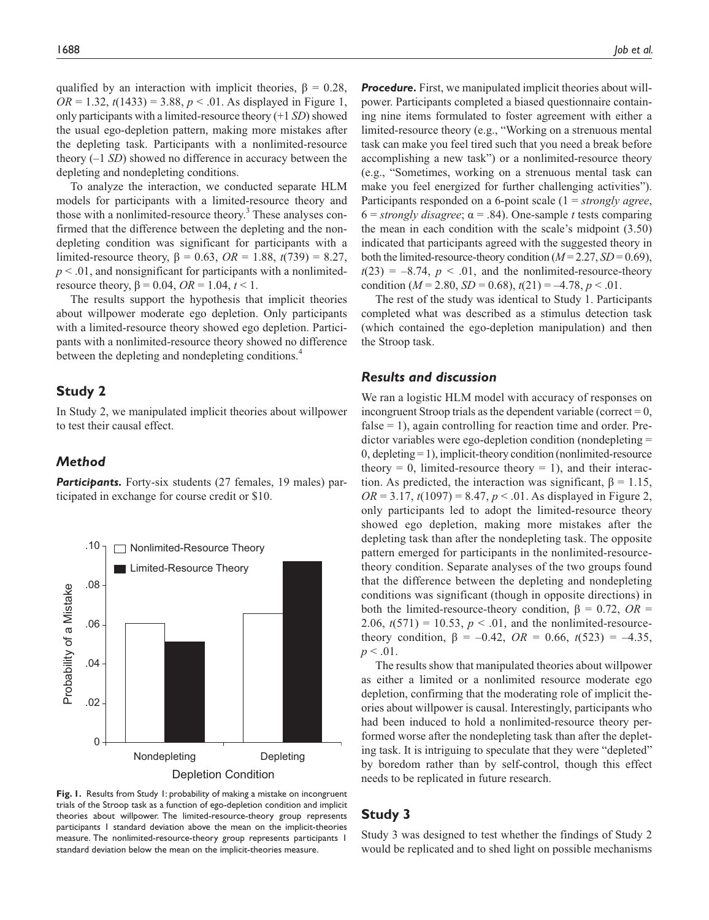qualified by an interaction with implicit theories, $\beta = 0.28$, $OR = 1.32$, $t(1433) = 3.88$, $p < .01$. As displayed in Figure 1, only participants with a limited-resource theory (+1 *SD*) showed the usual ego-depletion pattern, making more mistakes after the depleting task. Participants with a nonlimited-resource theory (–1 *SD*) showed no difference in accuracy between the depleting and nondepleting conditions.

To analyze the interaction, we conducted separate HLM models for participants with a limited-resource theory and those with a nonlimited-resource theory.[3] These analyses confirmed that the difference between the depleting and the nondepleting condition was significant for participants with a limited-resource theory, $\beta = 0.63$, $OR = 1.88$, $t(739) = 8.27$, $p < .01$, and nonsignificant for participants with a nonlimited-resource theory, $\beta = 0.04$, $OR = 1.04$, $t < 1$.

The results support the hypothesis that implicit theories about willpower moderate ego depletion. Only participants with a limited-resource theory showed ego depletion. Participants with a nonlimited-resource theory showed no difference between the depleting and nondepleting conditions.[4]

## Study 2

In Study 2, we manipulated implicit theories about willpower to test their causal effect.

### Method

***Participants.*** Forty-six students (27 females, 19 males) participated in exchange for course credit or $10.

**Fig. 1.** Results from Study 1: probability of making a mistake on incongruent trials of the Stroop task as a function of ego-depletion condition and implicit theories about willpower. The limited-resource-theory group represents participants 1 standard deviation above the mean on the implicit-theories measure. The nonlimited-resource-theory group represents participants 1 standard deviation below the mean on the implicit-theories measure.

***Procedure.*** First, we manipulated implicit theories about willpower. Participants completed a biased questionnaire containing nine items formulated to foster agreement with either a limited-resource theory (e.g., "Working on a strenuous mental task can make you feel tired such that you need a break before accomplishing a new task") or a nonlimited-resource theory (e.g., "Sometimes, working on a strenuous mental task can make you feel energized for further challenging activities"). Participants responded on a 6-point scale (1 = *strongly agree*, 6 = *strongly disagree*; $\alpha = .84$). One-sample *t* tests comparing the mean in each condition with the scale's midpoint (3.50) indicated that participants agreed with the suggested theory in both the limited-resource-theory condition ($M = 2.27$, $SD = 0.69$), $t(23) = -8.74$, $p < .01$, and the nonlimited-resource-theory condition ($M = 2.80$, $SD = 0.68$), $t(21) = -4.78$, $p < .01$.

The rest of the study was identical to Study 1. Participants completed what was described as a stimulus detection task (which contained the ego-depletion manipulation) and then the Stroop task.

### Results and discussion

We ran a logistic HLM model with accuracy of responses on incongruent Stroop trials as the dependent variable (correct = 0, false = 1), again controlling for reaction time and order. Predictor variables were ego-depletion condition (nondepleting = 0, depleting = 1), implicit-theory condition (nonlimited-resource theory = 0, limited-resource theory = 1), and their interaction. As predicted, the interaction was significant, $\beta = 1.15$, $OR = 3.17$, $t(1097) = 8.47$, $p < .01$. As displayed in Figure 2, only participants led to adopt the limited-resource theory showed ego depletion, making more mistakes after the depleting task than after the nondepleting task. The opposite pattern emerged for participants in the nonlimited-resource-theory condition. Separate analyses of the two groups found that the difference between the depleting and nondepleting conditions was significant (though in opposite directions) in both the limited-resource-theory condition, $\beta = 0.72$, $OR = 2.06$, $t(571) = 10.53$, $p < .01$, and the nonlimited-resource-theory condition, $\beta = -0.42$, $OR = 0.66$, $t(523) = -4.35$, $p < .01$.

The results show that manipulated theories about willpower as either a limited or a nonlimited resource moderate ego depletion, confirming that the moderating role of implicit theories about willpower is causal. Interestingly, participants who had been induced to hold a nonlimited-resource theory performed worse after the nondepleting task than after the depleting task. It is intriguing to speculate that they were "depleted" by boredom rather than by self-control, though this effect needs to be replicated in future research.

## Study 3

Study 3 was designed to test whether the findings of Study 2 would be replicated and to shed light on possible mechanisms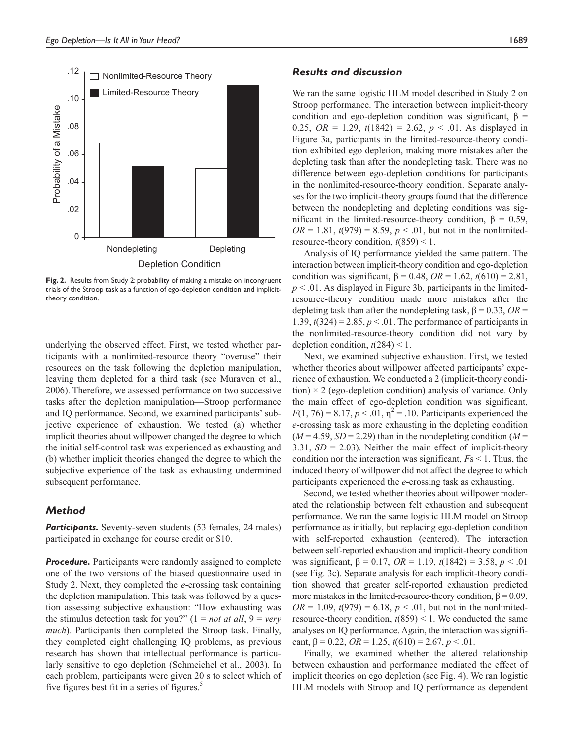Fig. 2. Results from Study 2: probability of making a mistake on incongruent trials of the Stroop task as a function of ego-depletion condition and implicit-theory condition.

underlying the observed effect. First, we tested whether participants with a nonlimited-resource theory "overuse" their resources on the task following the depletion manipulation, leaving them depleted for a third task (see Muraven et al., 2006). Therefore, we assessed performance on two successive tasks after the depletion manipulation—Stroop performance and IQ performance. Second, we examined participants' subjective experience of exhaustion. We tested (a) whether implicit theories about willpower changed the degree to which the initial self-control task was experienced as exhausting and (b) whether implicit theories changed the degree to which the subjective experience of the task as exhausting undermined subsequent performance.

### Method

***Participants.*** Seventy-seven students (53 females, 24 males) participated in exchange for course credit or $10.

***Procedure.*** Participants were randomly assigned to complete one of the two versions of the biased questionnaire used in Study 2. Next, they completed the *e*-crossing task containing the depletion manipulation. This task was followed by a question assessing subjective exhaustion: "How exhausting was the stimulus detection task for you?" (1 = *not at all*, 9 = *very much*). Participants then completed the Stroop task. Finally, they completed eight challenging IQ problems, as previous research has shown that intellectual performance is particularly sensitive to ego depletion (Schmeichel et al., 2003). In each problem, participants were given 20 s to select which of five figures best fit in a series of figures.[5]

### Results and discussion

We ran the same logistic HLM model described in Study 2 on Stroop performance. The interaction between implicit-theory condition and ego-depletion condition was significant, $\beta$ = 0.25, *OR* = 1.29, $t(1842) = 2.62$, $p < .01$. As displayed in Figure 3a, participants in the limited-resource-theory condition exhibited ego depletion, making more mistakes after the depleting task than after the nondepleting task. There was no difference between ego-depletion conditions for participants in the nonlimited-resource-theory condition. Separate analyses for the two implicit-theory groups found that the difference between the nondepleting and depleting conditions was significant in the limited-resource-theory condition, $\beta$ = 0.59, *OR* = 1.81, $t(979) = 8.59$, $p < .01$, but not in the nonlimited-resource-theory condition, $t(859) < 1$.

Analysis of IQ performance yielded the same pattern. The interaction between implicit-theory condition and ego-depletion condition was significant, $\beta$ = 0.48, *OR* = 1.62, $t(610) = 2.81$, $p < .01$. As displayed in Figure 3b, participants in the limited-resource-theory condition made more mistakes after the depleting task than after the nondepleting task, $\beta$ = 0.33, *OR* = 1.39, $t(324) = 2.85$, $p < .01$. The performance of participants in the nonlimited-resource-theory condition did not vary by depletion condition, $t(284) < 1$.

Next, we examined subjective exhaustion. First, we tested whether theories about willpower affected participants' experience of exhaustion. We conducted a 2 (implicit-theory condition) × 2 (ego-depletion condition) analysis of variance. Only the main effect of ego-depletion condition was significant, $F(1, 76) = 8.17$, $p < .01$, $\eta^2 = .10$. Participants experienced the *e*-crossing task as more exhausting in the depleting condition ($M$ = 4.59, $SD$ = 2.29) than in the nondepleting condition ($M$ = 3.31, $SD$ = 2.03). Neither the main effect of implicit-theory condition nor the interaction was significant, $F$s < 1. Thus, the induced theory of willpower did not affect the degree to which participants experienced the *e*-crossing task as exhausting.

Second, we tested whether theories about willpower moderated the relationship between felt exhaustion and subsequent performance. We ran the same logistic HLM model on Stroop performance as initially, but replacing ego-depletion condition with self-reported exhaustion (centered). The interaction between self-reported exhaustion and implicit-theory condition was significant, $\beta$ = 0.17, *OR* = 1.19, $t(1842) = 3.58$, $p < .01$ (see Fig. 3c). Separate analysis for each implicit-theory condition showed that greater self-reported exhaustion predicted more mistakes in the limited-resource-theory condition, $\beta$ = 0.09, *OR* = 1.09, $t(979) = 6.18$, $p < .01$, but not in the nonlimited-resource-theory condition, $t(859) < 1$. We conducted the same analyses on IQ performance. Again, the interaction was significant, $\beta$ = 0.22, *OR* = 1.25, $t(610) = 2.67$, $p < .01$.

Finally, we examined whether the altered relationship between exhaustion and performance mediated the effect of implicit theories on ego depletion (see Fig. 4). We ran logistic HLM models with Stroop and IQ performance as dependent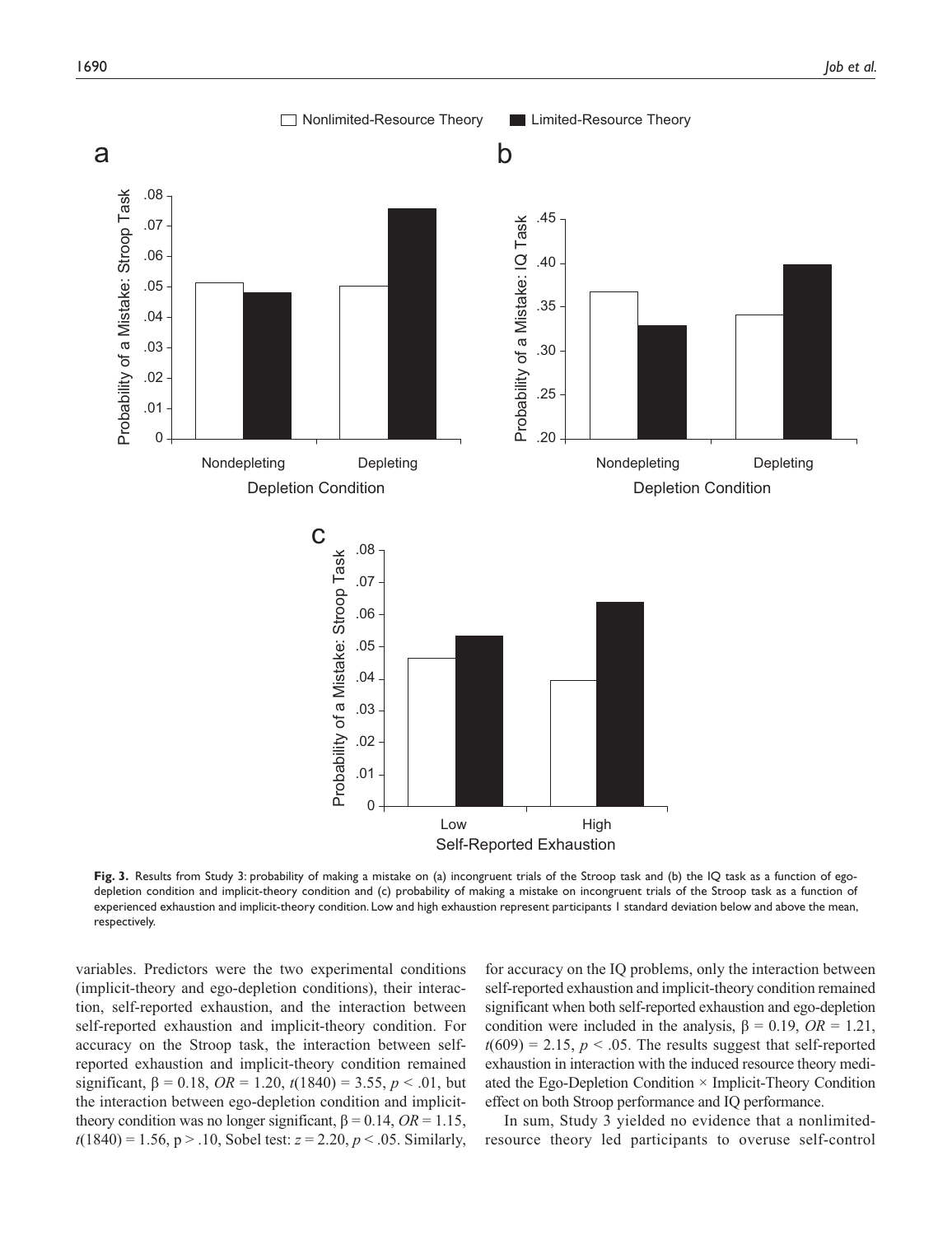**Fig. 3.** Results from Study 3: probability of making a mistake on (a) incongruent trials of the Stroop task and (b) the IQ task as a function of ego-depletion condition and implicit-theory condition and (c) probability of making a mistake on incongruent trials of the Stroop task as a function of experienced exhaustion and implicit-theory condition. Low and high exhaustion represent participants 1 standard deviation below and above the mean, respectively.

variables. Predictors were the two experimental conditions (implicit-theory and ego-depletion conditions), their interaction, self-reported exhaustion, and the interaction between self-reported exhaustion and implicit-theory condition. For accuracy on the Stroop task, the interaction between self-reported exhaustion and implicit-theory condition remained significant, $\beta = 0.18$, $OR = 1.20$, $t(1840) = 3.55$, $p < .01$, but the interaction between ego-depletion condition and implicit-theory condition was no longer significant, $\beta = 0.14$, $OR = 1.15$, $t(1840) = 1.56$, $p > .10$, Sobel test: $z = 2.20$, $p < .05$. Similarly, for accuracy on the IQ problems, only the interaction between self-reported exhaustion and implicit-theory condition remained significant when both self-reported exhaustion and ego-depletion condition were included in the analysis, $\beta = 0.19$, $OR = 1.21$, $t(609) = 2.15$, $p < .05$. The results suggest that self-reported exhaustion in interaction with the induced resource theory mediated the Ego-Depletion Condition × Implicit-Theory Condition effect on both Stroop performance and IQ performance.

In sum, Study 3 yielded no evidence that a nonlimited-resource theory led participants to overuse self-control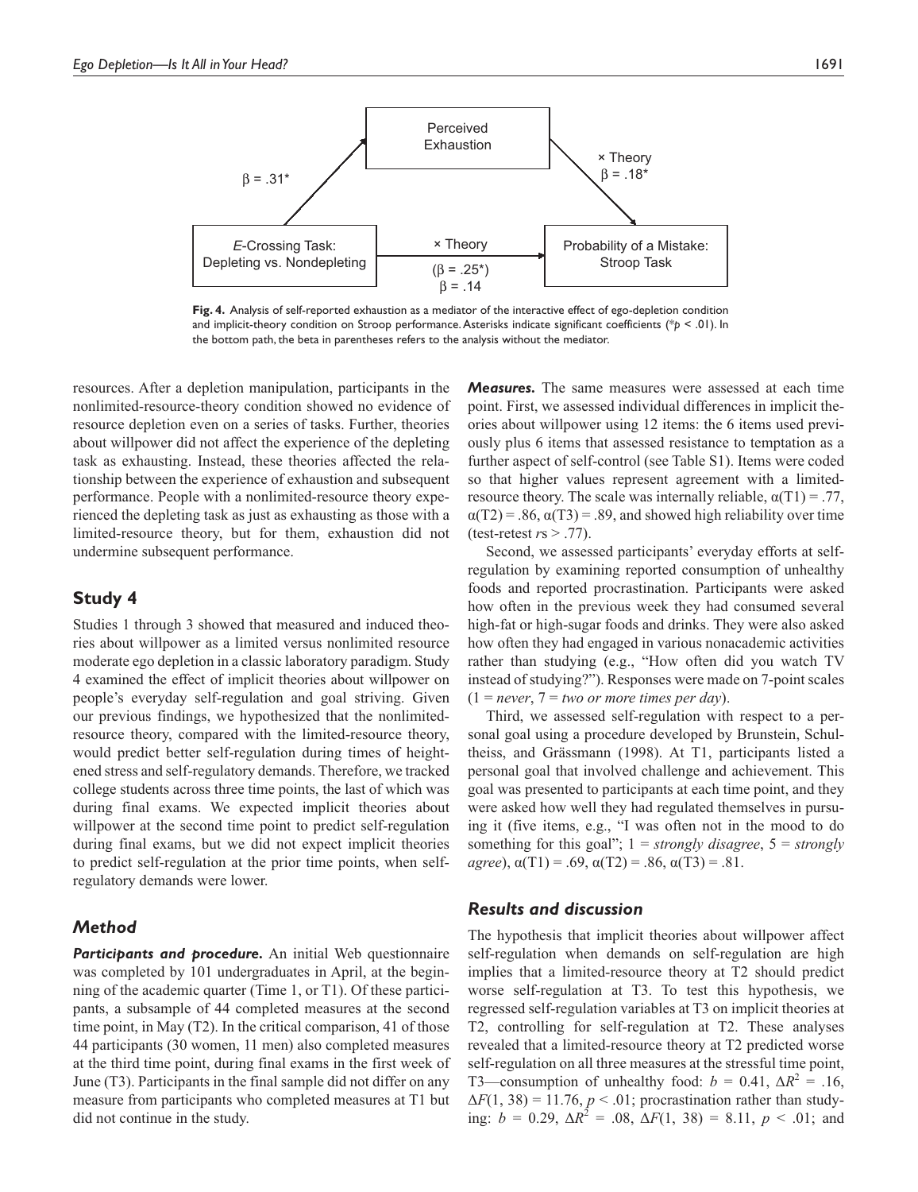Perceived Exhaustion

β = .31*

× Theory
β = .18*

*E*-Crossing Task: Depleting vs. Nondepleting

× Theory
(β = .25*)
β = .14

Probability of a Mistake: Stroop Task

**Fig. 4.** Analysis of self-reported exhaustion as a mediator of the interactive effect of ego-depletion condition and implicit-theory condition on Stroop performance. Asterisks indicate significant coefficients (*$p < .01$). In the bottom path, the beta in parentheses refers to the analysis without the mediator.

resources. After a depletion manipulation, participants in the nonlimited-resource-theory condition showed no evidence of resource depletion even on a series of tasks. Further, theories about willpower did not affect the experience of the depleting task as exhausting. Instead, these theories affected the relationship between the experience of exhaustion and subsequent performance. People with a nonlimited-resource theory experienced the depleting task as just as exhausting as those with a limited-resource theory, but for them, exhaustion did not undermine subsequent performance.

## Study 4

Studies 1 through 3 showed that measured and induced theories about willpower as a limited versus nonlimited resource moderate ego depletion in a classic laboratory paradigm. Study 4 examined the effect of implicit theories about willpower on people's everyday self-regulation and goal striving. Given our previous findings, we hypothesized that the nonlimited-resource theory, compared with the limited-resource theory, would predict better self-regulation during times of heightened stress and self-regulatory demands. Therefore, we tracked college students across three time points, the last of which was during final exams. We expected implicit theories about willpower at the second time point to predict self-regulation during final exams, but we did not expect implicit theories to predict self-regulation at the prior time points, when self-regulatory demands were lower.

### Method

***Participants and procedure.*** An initial Web questionnaire was completed by 101 undergraduates in April, at the beginning of the academic quarter (Time 1, or T1). Of these participants, a subsample of 44 completed measures at the second time point, in May (T2). In the critical comparison, 41 of those 44 participants (30 women, 11 men) also completed measures at the third time point, during final exams in the first week of June (T3). Participants in the final sample did not differ on any measure from participants who completed measures at T1 but did not continue in the study.

***Measures.*** The same measures were assessed at each time point. First, we assessed individual differences in implicit theories about willpower using 12 items: the 6 items used previously plus 6 items that assessed resistance to temptation as a further aspect of self-control (see Table S1). Items were coded so that higher values represent agreement with a limited-resource theory. The scale was internally reliable, $\alpha(T1) = .77$, $\alpha(T2) = .86$, $\alpha(T3) = .89$, and showed high reliability over time (test-retest *r*s > .77).

Second, we assessed participants' everyday efforts at self-regulation by examining reported consumption of unhealthy foods and reported procrastination. Participants were asked how often in the previous week they had consumed several high-fat or high-sugar foods and drinks. They were also asked how often they had engaged in various nonacademic activities rather than studying (e.g., "How often did you watch TV instead of studying?"). Responses were made on 7-point scales (1 = *never*, 7 = *two or more times per day*).

Third, we assessed self-regulation with respect to a personal goal using a procedure developed by Brunstein, Schultheiss, and Grässmann (1998). At T1, participants listed a personal goal that involved challenge and achievement. This goal was presented to participants at each time point, and they were asked how well they had regulated themselves in pursuing it (five items, e.g., "I was often not in the mood to do something for this goal"; 1 = *strongly disagree*, 5 = *strongly agree*), $\alpha(T1) = .69$, $\alpha(T2) = .86$, $\alpha(T3) = .81$.

### Results and discussion

The hypothesis that implicit theories about willpower affect self-regulation when demands on self-regulation are high implies that a limited-resource theory at T2 should predict worse self-regulation at T3. To test this hypothesis, we regressed self-regulation variables at T3 on implicit theories at T2, controlling for self-regulation at T2. These analyses revealed that a limited-resource theory at T2 predicted worse self-regulation on all three measures at the stressful time point, T3—consumption of unhealthy food: $b = 0.41$, $\Delta R^2 = .16$, $\Delta F(1, 38) = 11.76$, $p < .01$; procrastination rather than studying: $b = 0.29$, $\Delta R^2 = .08$, $\Delta F(1, 38) = 8.11$, $p < .01$; and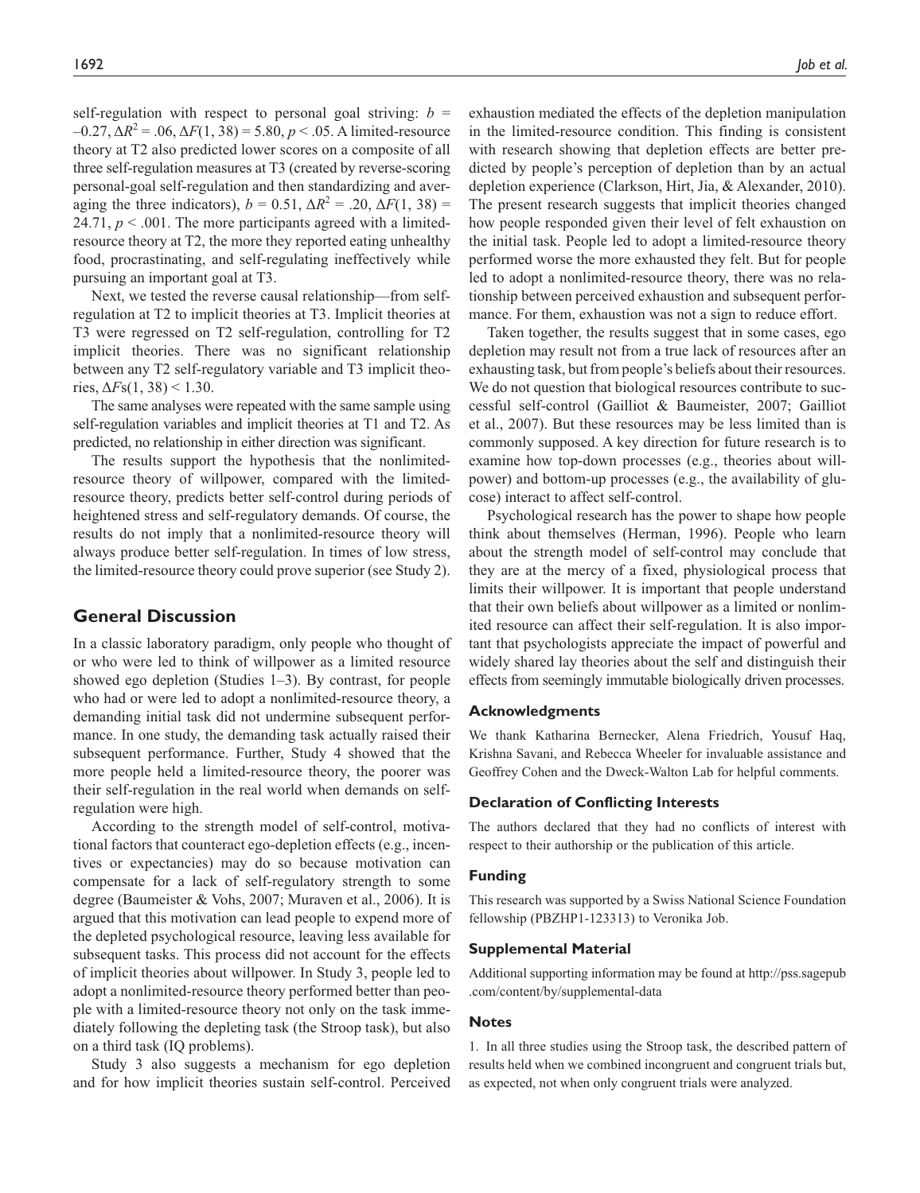self-regulation with respect to personal goal striving: $b = -0.27$, $\Delta R^2 = .06$, $\Delta F(1, 38) = 5.80$, $p < .05$. A limited-resource theory at T2 also predicted lower scores on a composite of all three self-regulation measures at T3 (created by reverse-scoring personal-goal self-regulation and then standardizing and averaging the three indicators), $b = 0.51$, $\Delta R^2 = .20$, $\Delta F(1, 38) = 24.71$, $p < .001$. The more participants agreed with a limited-resource theory at T2, the more they reported eating unhealthy food, procrastinating, and self-regulating ineffectively while pursuing an important goal at T3.

Next, we tested the reverse causal relationship—from self-regulation at T2 to implicit theories at T3. Implicit theories at T3 were regressed on T2 self-regulation, controlling for T2 implicit theories. There was no significant relationship between any T2 self-regulatory variable and T3 implicit theories, $\Delta F\text{s}(1, 38) < 1.30$.

The same analyses were repeated with the same sample using self-regulation variables and implicit theories at T1 and T2. As predicted, no relationship in either direction was significant.

The results support the hypothesis that the nonlimited-resource theory of willpower, compared with the limited-resource theory, predicts better self-control during periods of heightened stress and self-regulatory demands. Of course, the results do not imply that a nonlimited-resource theory will always produce better self-regulation. In times of low stress, the limited-resource theory could prove superior (see Study 2).

## General Discussion

In a classic laboratory paradigm, only people who thought of or who were led to think of willpower as a limited resource showed ego depletion (Studies 1–3). By contrast, for people who had or were led to adopt a nonlimited-resource theory, a demanding initial task did not undermine subsequent performance. In one study, the demanding task actually raised their subsequent performance. Further, Study 4 showed that the more people held a limited-resource theory, the poorer was their self-regulation in the real world when demands on self-regulation were high.

According to the strength model of self-control, motivational factors that counteract ego-depletion effects (e.g., incentives or expectancies) may do so because motivation can compensate for a lack of self-regulatory strength to some degree (Baumeister & Vohs, 2007; Muraven et al., 2006). It is argued that this motivation can lead people to expend more of the depleted psychological resource, leaving less available for subsequent tasks. This process did not account for the effects of implicit theories about willpower. In Study 3, people led to adopt a nonlimited-resource theory performed better than people with a limited-resource theory not only on the task immediately following the depleting task (the Stroop task), but also on a third task (IQ problems).

Study 3 also suggests a mechanism for ego depletion and for how implicit theories sustain self-control. Perceived exhaustion mediated the effects of the depletion manipulation in the limited-resource condition. This finding is consistent with research showing that depletion effects are better predicted by people's perception of depletion than by an actual depletion experience (Clarkson, Hirt, Jia, & Alexander, 2010). The present research suggests that implicit theories changed how people responded given their level of felt exhaustion on the initial task. People led to adopt a limited-resource theory performed worse the more exhausted they felt. But for people led to adopt a nonlimited-resource theory, there was no relationship between perceived exhaustion and subsequent performance. For them, exhaustion was not a sign to reduce effort.

Taken together, the results suggest that in some cases, ego depletion may result not from a true lack of resources after an exhausting task, but from people's beliefs about their resources. We do not question that biological resources contribute to successful self-control (Gailliot & Baumeister, 2007; Gailliot et al., 2007). But these resources may be less limited than is commonly supposed. A key direction for future research is to examine how top-down processes (e.g., theories about willpower) and bottom-up processes (e.g., the availability of glucose) interact to affect self-control.

Psychological research has the power to shape how people think about themselves (Herman, 1996). People who learn about the strength model of self-control may conclude that they are at the mercy of a fixed, physiological process that limits their willpower. It is important that people understand that their own beliefs about willpower as a limited or nonlimited resource can affect their self-regulation. It is also important that psychologists appreciate the impact of powerful and widely shared lay theories about the self and distinguish their effects from seemingly immutable biologically driven processes.

### Acknowledgments

We thank Katharina Bernecker, Alena Friedrich, Yousuf Haq, Krishna Savani, and Rebecca Wheeler for invaluable assistance and Geoffrey Cohen and the Dweck-Walton Lab for helpful comments.

### Declaration of Conflicting Interests

The authors declared that they had no conflicts of interest with respect to their authorship or the publication of this article.

### Funding

This research was supported by a Swiss National Science Foundation fellowship (PBZHP1-123313) to Veronika Job.

### Supplemental Material

Additional supporting information may be found at http://pss.sagepub.com/content/by/supplemental-data

### Notes

1. In all three studies using the Stroop task, the described pattern of results held when we combined incongruent and congruent trials but, as expected, not when only congruent trials were analyzed.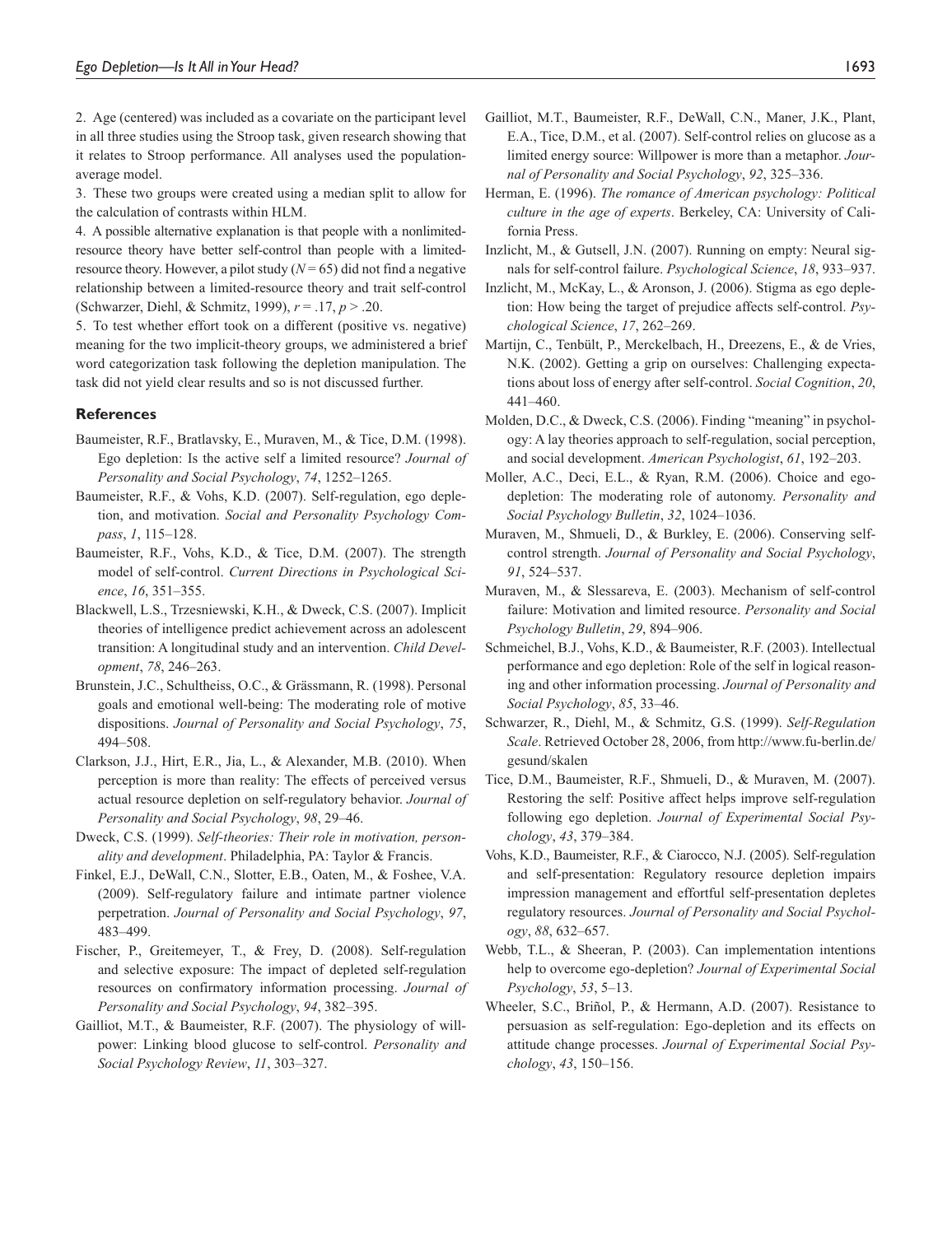2. Age (centered) was included as a covariate on the participant level in all three studies using the Stroop task, given research showing that it relates to Stroop performance. All analyses used the population-average model.

3. These two groups were created using a median split to allow for the calculation of contrasts within HLM.

4. A possible alternative explanation is that people with a nonlimited-resource theory have better self-control than people with a limited-resource theory. However, a pilot study ($N = 65$) did not find a negative relationship between a limited-resource theory and trait self-control (Schwarzer, Diehl, & Schmitz, 1999), $r = .17$, $p > .20$.

5. To test whether effort took on a different (positive vs. negative) meaning for the two implicit-theory groups, we administered a brief word categorization task following the depletion manipulation. The task did not yield clear results and so is not discussed further.

## References

Baumeister, R.F., Bratlavsky, E., Muraven, M., & Tice, D.M. (1998). Ego depletion: Is the active self a limited resource? *Journal of Personality and Social Psychology*, *74*, 1252–1265.

Baumeister, R.F., & Vohs, K.D. (2007). Self-regulation, ego depletion, and motivation. *Social and Personality Psychology Compass*, *1*, 115–128.

Baumeister, R.F., Vohs, K.D., & Tice, D.M. (2007). The strength model of self-control. *Current Directions in Psychological Science*, *16*, 351–355.

Blackwell, L.S., Trzesniewski, K.H., & Dweck, C.S. (2007). Implicit theories of intelligence predict achievement across an adolescent transition: A longitudinal study and an intervention. *Child Development*, *78*, 246–263.

Brunstein, J.C., Schultheiss, O.C., & Grässmann, R. (1998). Personal goals and emotional well-being: The moderating role of motive dispositions. *Journal of Personality and Social Psychology*, *75*, 494–508.

Clarkson, J.J., Hirt, E.R., Jia, L., & Alexander, M.B. (2010). When perception is more than reality: The effects of perceived versus actual resource depletion on self-regulatory behavior. *Journal of Personality and Social Psychology*, *98*, 29–46.

Dweck, C.S. (1999). *Self-theories: Their role in motivation, personality and development*. Philadelphia, PA: Taylor & Francis.

Finkel, E.J., DeWall, C.N., Slotter, E.B., Oaten, M., & Foshee, V.A. (2009). Self-regulatory failure and intimate partner violence perpetration. *Journal of Personality and Social Psychology*, *97*, 483–499.

Fischer, P., Greitemeyer, T., & Frey, D. (2008). Self-regulation and selective exposure: The impact of depleted self-regulation resources on confirmatory information processing. *Journal of Personality and Social Psychology*, *94*, 382–395.

Gailliot, M.T., & Baumeister, R.F. (2007). The physiology of willpower: Linking blood glucose to self-control. *Personality and Social Psychology Review*, *11*, 303–327.

Gailliot, M.T., Baumeister, R.F., DeWall, C.N., Maner, J.K., Plant, E.A., Tice, D.M., et al. (2007). Self-control relies on glucose as a limited energy source: Willpower is more than a metaphor. *Journal of Personality and Social Psychology*, *92*, 325–336.

Herman, E. (1996). *The romance of American psychology: Political culture in the age of experts*. Berkeley, CA: University of California Press.

Inzlicht, M., & Gutsell, J.N. (2007). Running on empty: Neural signals for self-control failure. *Psychological Science*, *18*, 933–937.

Inzlicht, M., McKay, L., & Aronson, J. (2006). Stigma as ego depletion: How being the target of prejudice affects self-control. *Psychological Science*, *17*, 262–269.

Martijn, C., Tenbült, P., Merckelbach, H., Dreezens, E., & de Vries, N.K. (2002). Getting a grip on ourselves: Challenging expectations about loss of energy after self-control. *Social Cognition*, *20*, 441–460.

Molden, D.C., & Dweck, C.S. (2006). Finding "meaning" in psychology: A lay theories approach to self-regulation, social perception, and social development. *American Psychologist*, *61*, 192–203.

Moller, A.C., Deci, E.L., & Ryan, R.M. (2006). Choice and ego-depletion: The moderating role of autonomy. *Personality and Social Psychology Bulletin*, *32*, 1024–1036.

Muraven, M., Shmueli, D., & Burkley, E. (2006). Conserving self-control strength. *Journal of Personality and Social Psychology*, *91*, 524–537.

Muraven, M., & Slessareva, E. (2003). Mechanism of self-control failure: Motivation and limited resource. *Personality and Social Psychology Bulletin*, *29*, 894–906.

Schmeichel, B.J., Vohs, K.D., & Baumeister, R.F. (2003). Intellectual performance and ego depletion: Role of the self in logical reasoning and other information processing. *Journal of Personality and Social Psychology*, *85*, 33–46.

Schwarzer, R., Diehl, M., & Schmitz, G.S. (1999). *Self-Regulation Scale*. Retrieved October 28, 2006, from http://www.fu-berlin.de/gesund/skalen

Tice, D.M., Baumeister, R.F., Shmueli, D., & Muraven, M. (2007). Restoring the self: Positive affect helps improve self-regulation following ego depletion. *Journal of Experimental Social Psychology*, *43*, 379–384.

Vohs, K.D., Baumeister, R.F., & Ciarocco, N.J. (2005). Self-regulation and self-presentation: Regulatory resource depletion impairs impression management and effortful self-presentation depletes regulatory resources. *Journal of Personality and Social Psychology*, *88*, 632–657.

Webb, T.L., & Sheeran, P. (2003). Can implementation intentions help to overcome ego-depletion? *Journal of Experimental Social Psychology*, *53*, 5–13.

Wheeler, S.C., Briñol, P., & Hermann, A.D. (2007). Resistance to persuasion as self-regulation: Ego-depletion and its effects on attitude change processes. *Journal of Experimental Social Psychology*, *43*, 150–156.